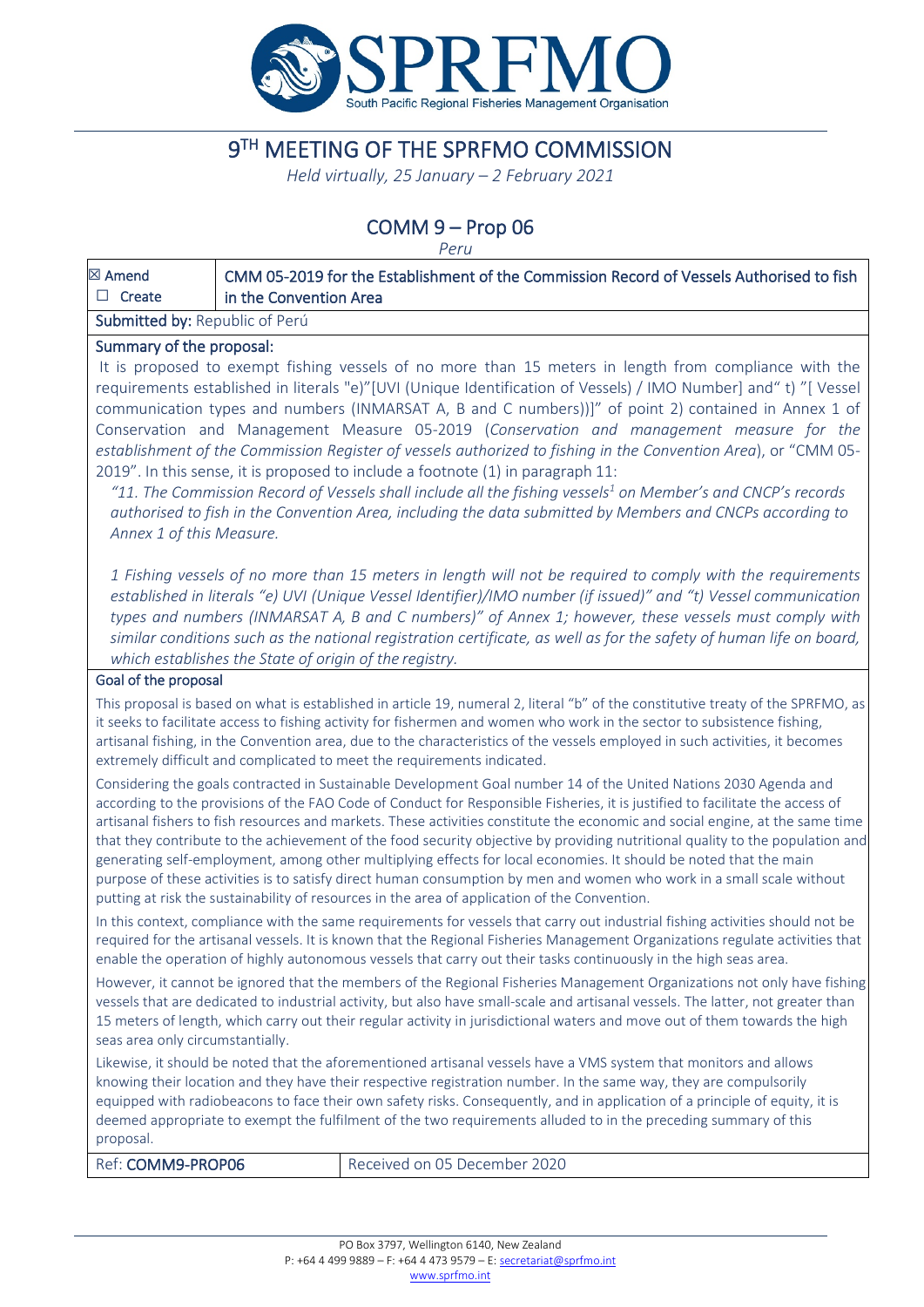# 9TH MEETING OF THE SPRFMO COMMISSION

*Held virtually, 25 January – 2 February 2021*

## COMM 9 – Prop 06

*Peru*

| ☒ Amend ☐ Create | CMM 05-2019 for the Establishment of the Commission Record of Vessels Authorised to fish in the Convention Area |
|---|---|

**Submitted by:** Republic of Perú

**Summary of the proposal:**

It is proposed to exempt fishing vessels of no more than 15 meters in length from compliance with the requirements established in literals "e)"[UVI (Unique Identification of Vessels) / IMO Number] and" t) "[ Vessel communication types and numbers (INMARSAT A, B and C numbers))]" of point 2) contained in Annex 1 of Conservation and Management Measure 05-2019 (*Conservation and management measure for the establishment of the Commission Register of vessels authorized to fishing in the Convention Area*), or "CMM 05-2019". In this sense, it is proposed to include a footnote (1) in paragraph 11:

*"11. The Commission Record of Vessels shall include all the fishing vessels[1] on Member's and CNCP's records authorised to fish in the Convention Area, including the data submitted by Members and CNCPs according to Annex 1 of this Measure.*

*1 Fishing vessels of no more than 15 meters in length will not be required to comply with the requirements established in literals "e) UVI (Unique Vessel Identifier)/IMO number (if issued)" and "t) Vessel communication types and numbers (INMARSAT A, B and C numbers)" of Annex 1; however, these vessels must comply with similar conditions such as the national registration certificate, as well as for the safety of human life on board, which establishes the State of origin of the registry.*

**Goal of the proposal**

This proposal is based on what is established in article 19, numeral 2, literal "b" of the constitutive treaty of the SPRFMO, as it seeks to facilitate access to fishing activity for fishermen and women who work in the sector to subsistence fishing, artisanal fishing, in the Convention area, due to the characteristics of the vessels employed in such activities, it becomes extremely difficult and complicated to meet the requirements indicated.

Considering the goals contracted in Sustainable Development Goal number 14 of the United Nations 2030 Agenda and according to the provisions of the FAO Code of Conduct for Responsible Fisheries, it is justified to facilitate the access of artisanal fishers to fish resources and markets. These activities constitute the economic and social engine, at the same time that they contribute to the achievement of the food security objective by providing nutritional quality to the population and generating self-employment, among other multiplying effects for local economies. It should be noted that the main purpose of these activities is to satisfy direct human consumption by men and women who work in a small scale without putting at risk the sustainability of resources in the area of application of the Convention.

In this context, compliance with the same requirements for vessels that carry out industrial fishing activities should not be required for the artisanal vessels. It is known that the Regional Fisheries Management Organizations regulate activities that enable the operation of highly autonomous vessels that carry out their tasks continuously in the high seas area.

However, it cannot be ignored that the members of the Regional Fisheries Management Organizations not only have fishing vessels that are dedicated to industrial activity, but also have small-scale and artisanal vessels. The latter, not greater than 15 meters of length, which carry out their regular activity in jurisdictional waters and move out of them towards the high seas area only circumstantially.

Likewise, it should be noted that the aforementioned artisanal vessels have a VMS system that monitors and allows knowing their location and they have their respective registration number. In the same way, they are compulsorily equipped with radiobeacons to face their own safety risks. Consequently, and in application of a principle of equity, it is deemed appropriate to exempt the fulfilment of the two requirements alluded to in the preceding summary of this proposal.

| Ref: **COMM9-PROP06** | Received on 05 December 2020 |
|---|---|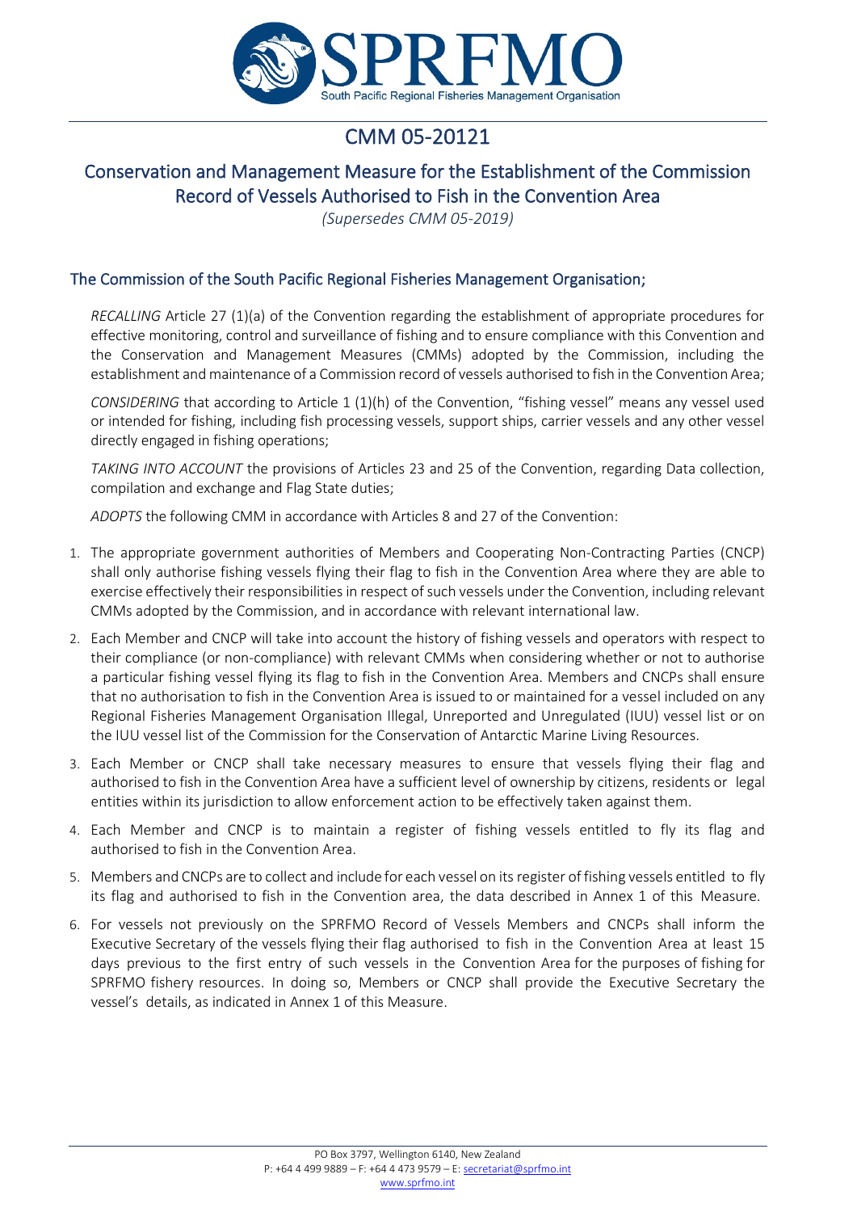# CMM 05-20121

## Conservation and Management Measure for the Establishment of the Commission Record of Vessels Authorised to Fish in the Convention Area

*(Supersedes CMM 05-2019)*

### The Commission of the South Pacific Regional Fisheries Management Organisation;

*RECALLING* Article 27 (1)(a) of the Convention regarding the establishment of appropriate procedures for effective monitoring, control and surveillance of fishing and to ensure compliance with this Convention and the Conservation and Management Measures (CMMs) adopted by the Commission, including the establishment and maintenance of a Commission record of vessels authorised to fish in the Convention Area;

*CONSIDERING* that according to Article 1 (1)(h) of the Convention, "fishing vessel" means any vessel used or intended for fishing, including fish processing vessels, support ships, carrier vessels and any other vessel directly engaged in fishing operations;

*TAKING INTO ACCOUNT* the provisions of Articles 23 and 25 of the Convention, regarding Data collection, compilation and exchange and Flag State duties;

*ADOPTS* the following CMM in accordance with Articles 8 and 27 of the Convention:

1. The appropriate government authorities of Members and Cooperating Non-Contracting Parties (CNCP) shall only authorise fishing vessels flying their flag to fish in the Convention Area where they are able to exercise effectively their responsibilities in respect of such vessels under the Convention, including relevant CMMs adopted by the Commission, and in accordance with relevant international law.
2. Each Member and CNCP will take into account the history of fishing vessels and operators with respect to their compliance (or non-compliance) with relevant CMMs when considering whether or not to authorise a particular fishing vessel flying its flag to fish in the Convention Area. Members and CNCPs shall ensure that no authorisation to fish in the Convention Area is issued to or maintained for a vessel included on any Regional Fisheries Management Organisation Illegal, Unreported and Unregulated (IUU) vessel list or on the IUU vessel list of the Commission for the Conservation of Antarctic Marine Living Resources.
3. Each Member or CNCP shall take necessary measures to ensure that vessels flying their flag and authorised to fish in the Convention Area have a sufficient level of ownership by citizens, residents or legal entities within its jurisdiction to allow enforcement action to be effectively taken against them.
4. Each Member and CNCP is to maintain a register of fishing vessels entitled to fly its flag and authorised to fish in the Convention Area.
5. Members and CNCPs are to collect and include for each vessel on its register of fishing vessels entitled to fly its flag and authorised to fish in the Convention area, the data described in Annex 1 of this Measure.
6. For vessels not previously on the SPRFMO Record of Vessels Members and CNCPs shall inform the Executive Secretary of the vessels flying their flag authorised to fish in the Convention Area at least 15 days previous to the first entry of such vessels in the Convention Area for the purposes of fishing for SPRFMO fishery resources. In doing so, Members or CNCP shall provide the Executive Secretary the vessel's details, as indicated in Annex 1 of this Measure.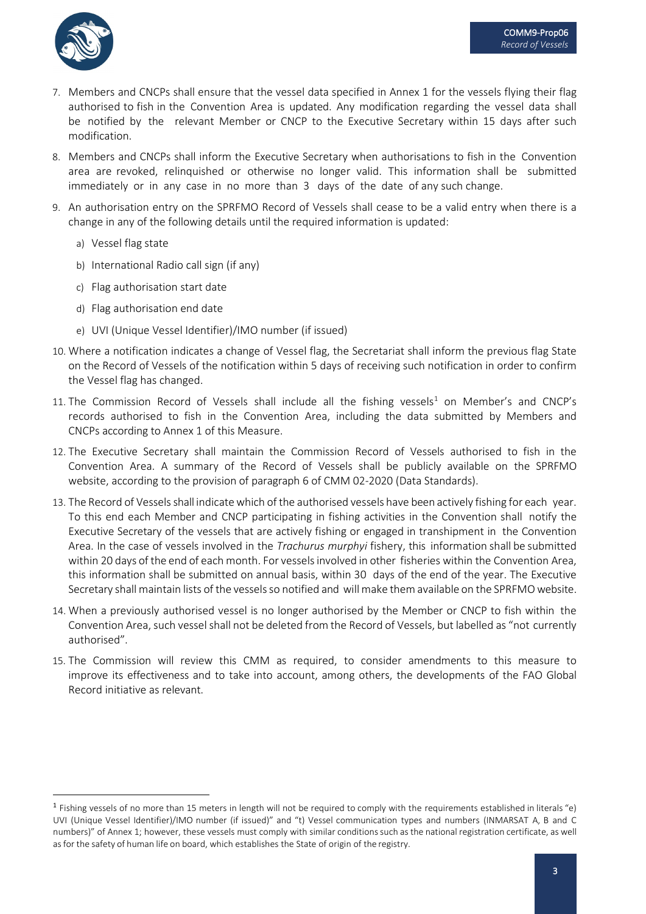7. Members and CNCPs shall ensure that the vessel data specified in Annex 1 for the vessels flying their flag authorised to fish in the Convention Area is updated. Any modification regarding the vessel data shall be notified by the relevant Member or CNCP to the Executive Secretary within 15 days after such modification.

8. Members and CNCPs shall inform the Executive Secretary when authorisations to fish in the Convention area are revoked, relinquished or otherwise no longer valid. This information shall be submitted immediately or in any case in no more than 3 days of the date of any such change.

9. An authorisation entry on the SPRFMO Record of Vessels shall cease to be a valid entry when there is a change in any of the following details until the required information is updated:

   a) Vessel flag state

   b) International Radio call sign (if any)

   c) Flag authorisation start date

   d) Flag authorisation end date

   e) UVI (Unique Vessel Identifier)/IMO number (if issued)

10. Where a notification indicates a change of Vessel flag, the Secretariat shall inform the previous flag State on the Record of Vessels of the notification within 5 days of receiving such notification in order to confirm the Vessel flag has changed.

11. The Commission Record of Vessels shall include all the fishing vessels[1] on Member's and CNCP's records authorised to fish in the Convention Area, including the data submitted by Members and CNCPs according to Annex 1 of this Measure.

12. The Executive Secretary shall maintain the Commission Record of Vessels authorised to fish in the Convention Area. A summary of the Record of Vessels shall be publicly available on the SPRFMO website, according to the provision of paragraph 6 of CMM 02-2020 (Data Standards).

13. The Record of Vessels shall indicate which of the authorised vessels have been actively fishing for each year. To this end each Member and CNCP participating in fishing activities in the Convention shall notify the Executive Secretary of the vessels that are actively fishing or engaged in transhipment in the Convention Area. In the case of vessels involved in the *Trachurus murphyi* fishery, this information shall be submitted within 20 days of the end of each month. For vessels involved in other fisheries within the Convention Area, this information shall be submitted on annual basis, within 30 days of the end of the year. The Executive Secretary shall maintain lists of the vessels so notified and will make them available on the SPRFMO website.

14. When a previously authorised vessel is no longer authorised by the Member or CNCP to fish within the Convention Area, such vessel shall not be deleted from the Record of Vessels, but labelled as "not currently authorised".

15. The Commission will review this CMM as required, to consider amendments to this measure to improve its effectiveness and to take into account, among others, the developments of the FAO Global Record initiative as relevant.

---

[1] Fishing vessels of no more than 15 meters in length will not be required to comply with the requirements established in literals "e) UVI (Unique Vessel Identifier)/IMO number (if issued)" and "t) Vessel communication types and numbers (INMARSAT A, B and C numbers)" of Annex 1; however, these vessels must comply with similar conditions such as the national registration certificate, as well as for the safety of human life on board, which establishes the State of origin of the registry.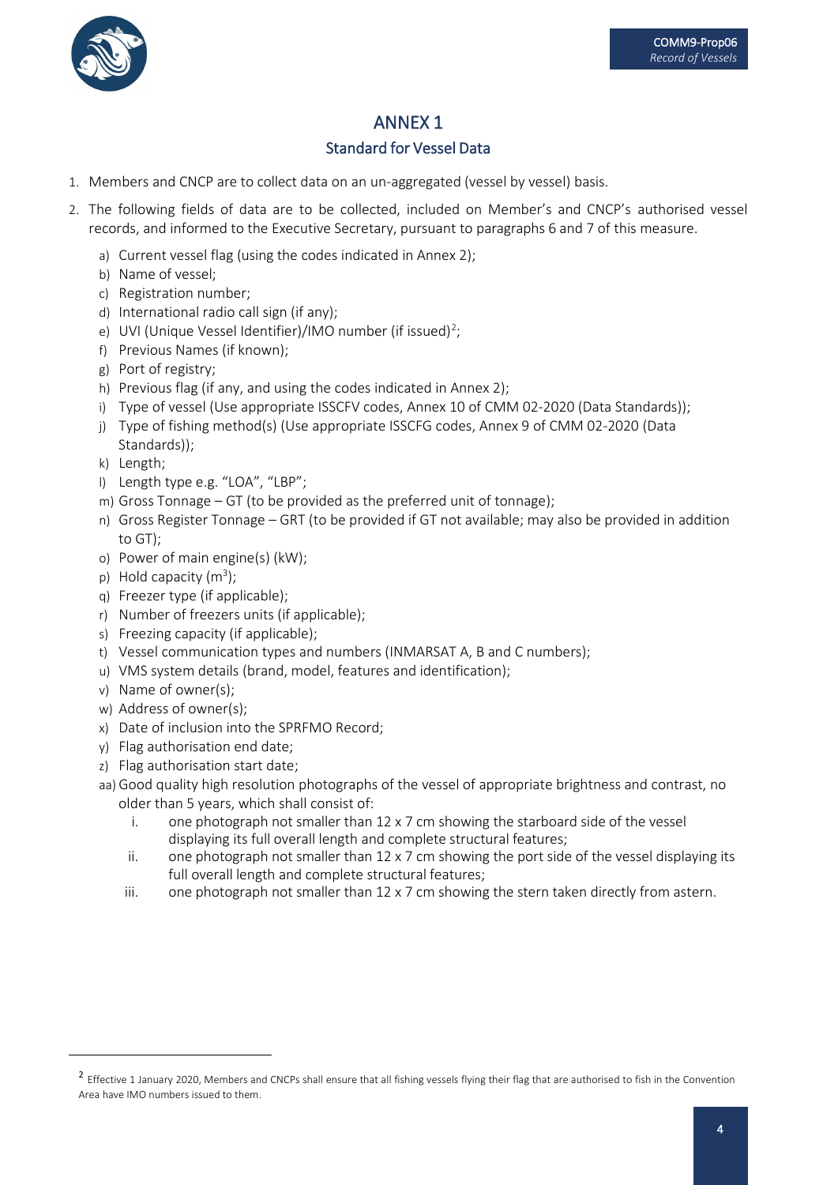# ANNEX 1

## Standard for Vessel Data

1. Members and CNCP are to collect data on an un-aggregated (vessel by vessel) basis.
2. The following fields of data are to be collected, included on Member's and CNCP's authorised vessel records, and informed to the Executive Secretary, pursuant to paragraphs 6 and 7 of this measure.
   a) Current vessel flag (using the codes indicated in Annex 2);
   b) Name of vessel;
   c) Registration number;
   d) International radio call sign (if any);
   e) UVI (Unique Vessel Identifier)/IMO number (if issued)[2];
   f) Previous Names (if known);
   g) Port of registry;
   h) Previous flag (if any, and using the codes indicated in Annex 2);
   i) Type of vessel (Use appropriate ISSCFV codes, Annex 10 of CMM 02-2020 (Data Standards));
   j) Type of fishing method(s) (Use appropriate ISSCFG codes, Annex 9 of CMM 02-2020 (Data Standards));
   k) Length;
   l) Length type e.g. "LOA", "LBP";
   m) Gross Tonnage – GT (to be provided as the preferred unit of tonnage);
   n) Gross Register Tonnage – GRT (to be provided if GT not available; may also be provided in addition to GT);
   o) Power of main engine(s) (kW);
   p) Hold capacity ($m^3$);
   q) Freezer type (if applicable);
   r) Number of freezers units (if applicable);
   s) Freezing capacity (if applicable);
   t) Vessel communication types and numbers (INMARSAT A, B and C numbers);
   u) VMS system details (brand, model, features and identification);
   v) Name of owner(s);
   w) Address of owner(s);
   x) Date of inclusion into the SPRFMO Record;
   y) Flag authorisation end date;
   z) Flag authorisation start date;
   aa) Good quality high resolution photographs of the vessel of appropriate brightness and contrast, no older than 5 years, which shall consist of:
      i. one photograph not smaller than 12 x 7 cm showing the starboard side of the vessel displaying its full overall length and complete structural features;
      ii. one photograph not smaller than 12 x 7 cm showing the port side of the vessel displaying its full overall length and complete structural features;
      iii. one photograph not smaller than 12 x 7 cm showing the stern taken directly from astern.

---

[2] Effective 1 January 2020, Members and CNCPs shall ensure that all fishing vessels flying their flag that are authorised to fish in the Convention Area have IMO numbers issued to them.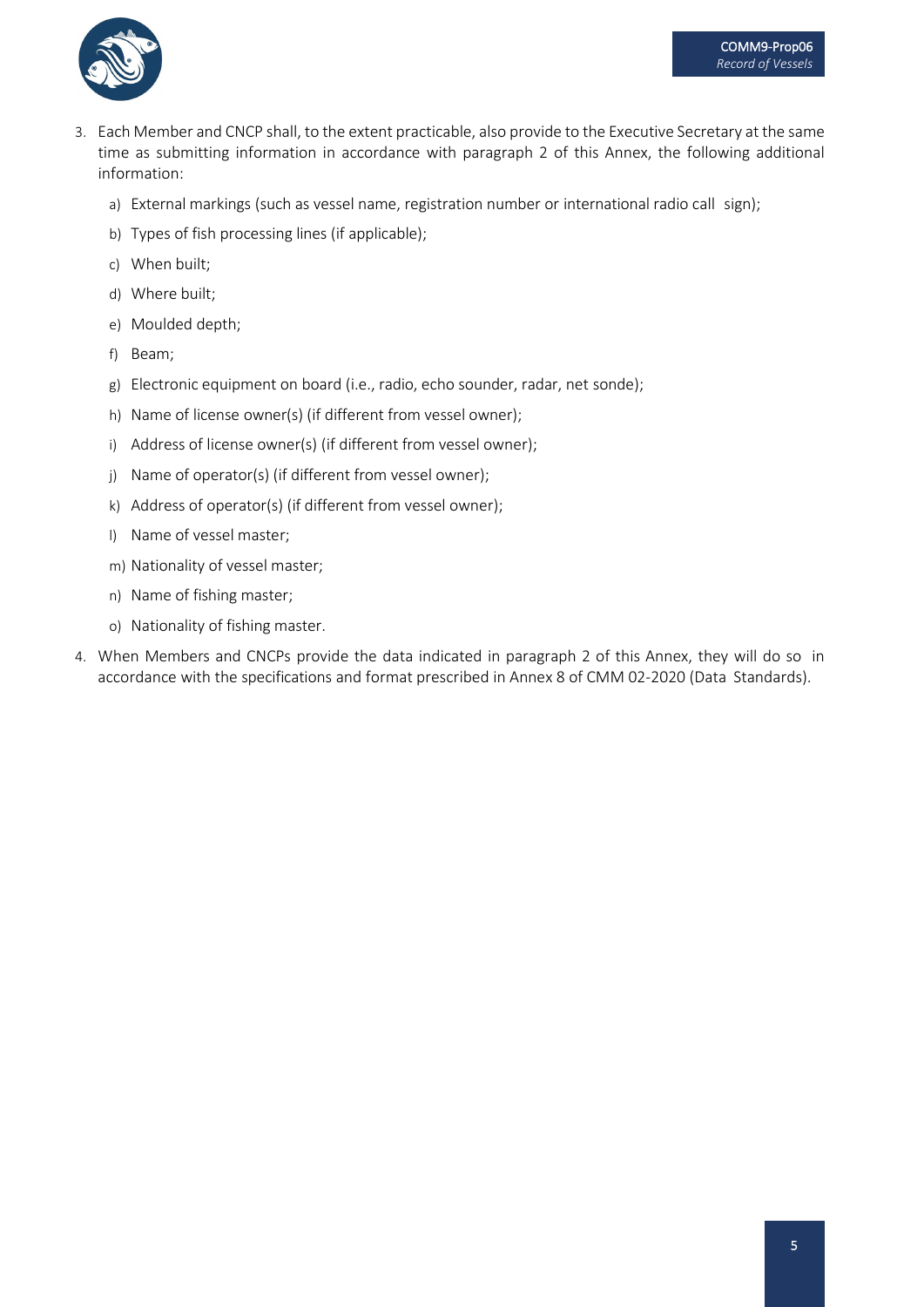3. Each Member and CNCP shall, to the extent practicable, also provide to the Executive Secretary at the same time as submitting information in accordance with paragraph 2 of this Annex, the following additional information:

    a) External markings (such as vessel name, registration number or international radio call sign);
    b) Types of fish processing lines (if applicable);
    c) When built;
    d) Where built;
    e) Moulded depth;
    f) Beam;
    g) Electronic equipment on board (i.e., radio, echo sounder, radar, net sonde);
    h) Name of license owner(s) (if different from vessel owner);
    i) Address of license owner(s) (if different from vessel owner);
    j) Name of operator(s) (if different from vessel owner);
    k) Address of operator(s) (if different from vessel owner);
    l) Name of vessel master;
    m) Nationality of vessel master;
    n) Name of fishing master;
    o) Nationality of fishing master.

4. When Members and CNCPs provide the data indicated in paragraph 2 of this Annex, they will do so in accordance with the specifications and format prescribed in Annex 8 of CMM 02-2020 (Data Standards).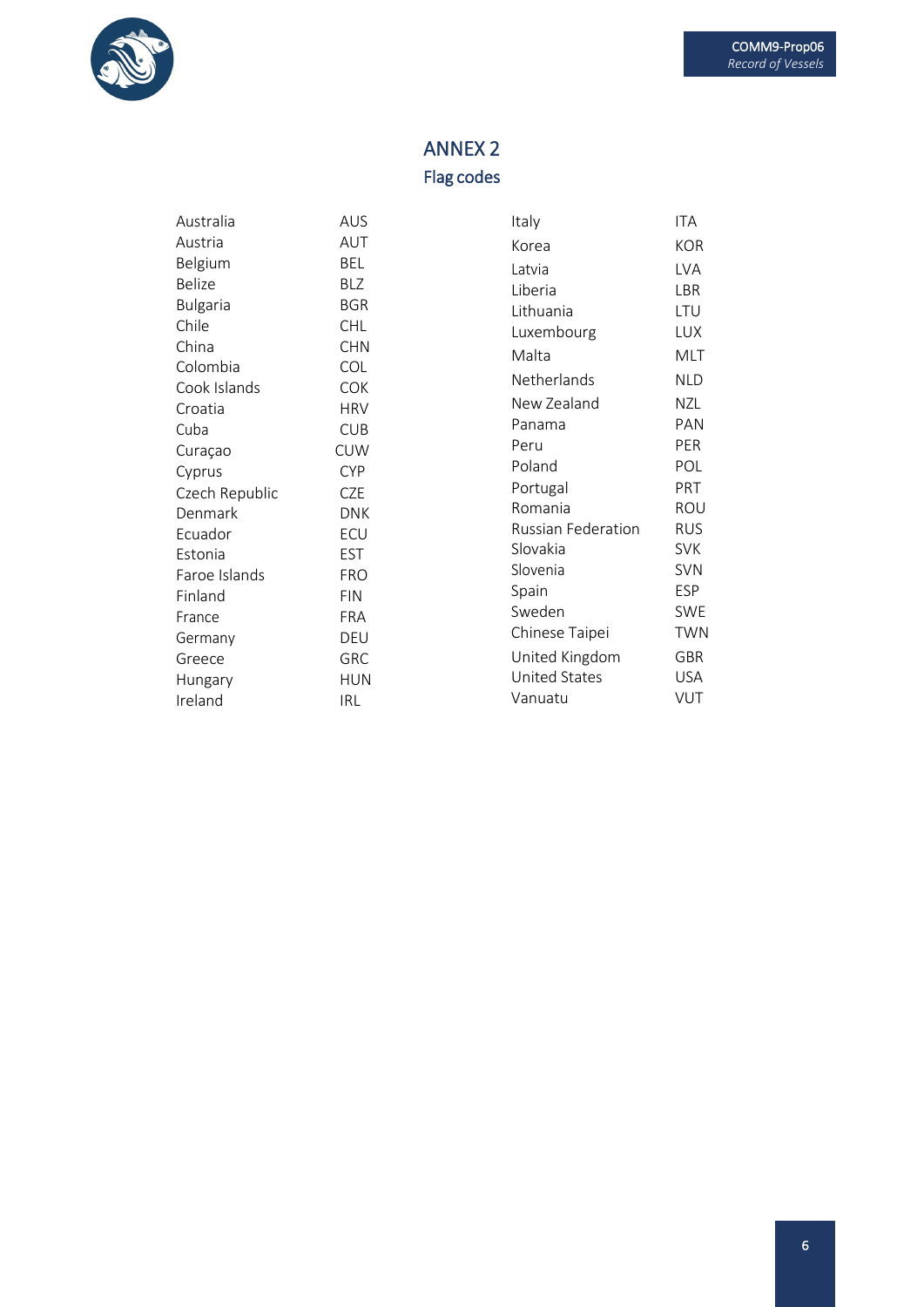## ANNEX 2

### Flag codes

| | |
|---|---|
| Australia | AUS |
| Austria | AUT |
| Belgium | BEL |
| Belize | BLZ |
| Bulgaria | BGR |
| Chile | CHL |
| China | CHN |
| Colombia | COL |
| Cook Islands | COK |
| Croatia | HRV |
| Cuba | CUB |
| Curaçao | CUW |
| Cyprus | CYP |
| Czech Republic | CZE |
| Denmark | DNK |
| Ecuador | ECU |
| Estonia | EST |
| Faroe Islands | FRO |
| Finland | FIN |
| France | FRA |
| Germany | DEU |
| Greece | GRC |
| Hungary | HUN |
| Ireland | IRL |
| Italy | ITA |
| Korea | KOR |
| Latvia | LVA |
| Liberia | LBR |
| Lithuania | LTU |
| Luxembourg | LUX |
| Malta | MLT |
| Netherlands | NLD |
| New Zealand | NZL |
| Panama | PAN |
| Peru | PER |
| Poland | POL |
| Portugal | PRT |
| Romania | ROU |
| Russian Federation | RUS |
| Slovakia | SVK |
| Slovenia | SVN |
| Spain | ESP |
| Sweden | SWE |
| Chinese Taipei | TWN |
| United Kingdom | GBR |
| United States | USA |
| Vanuatu | VUT |